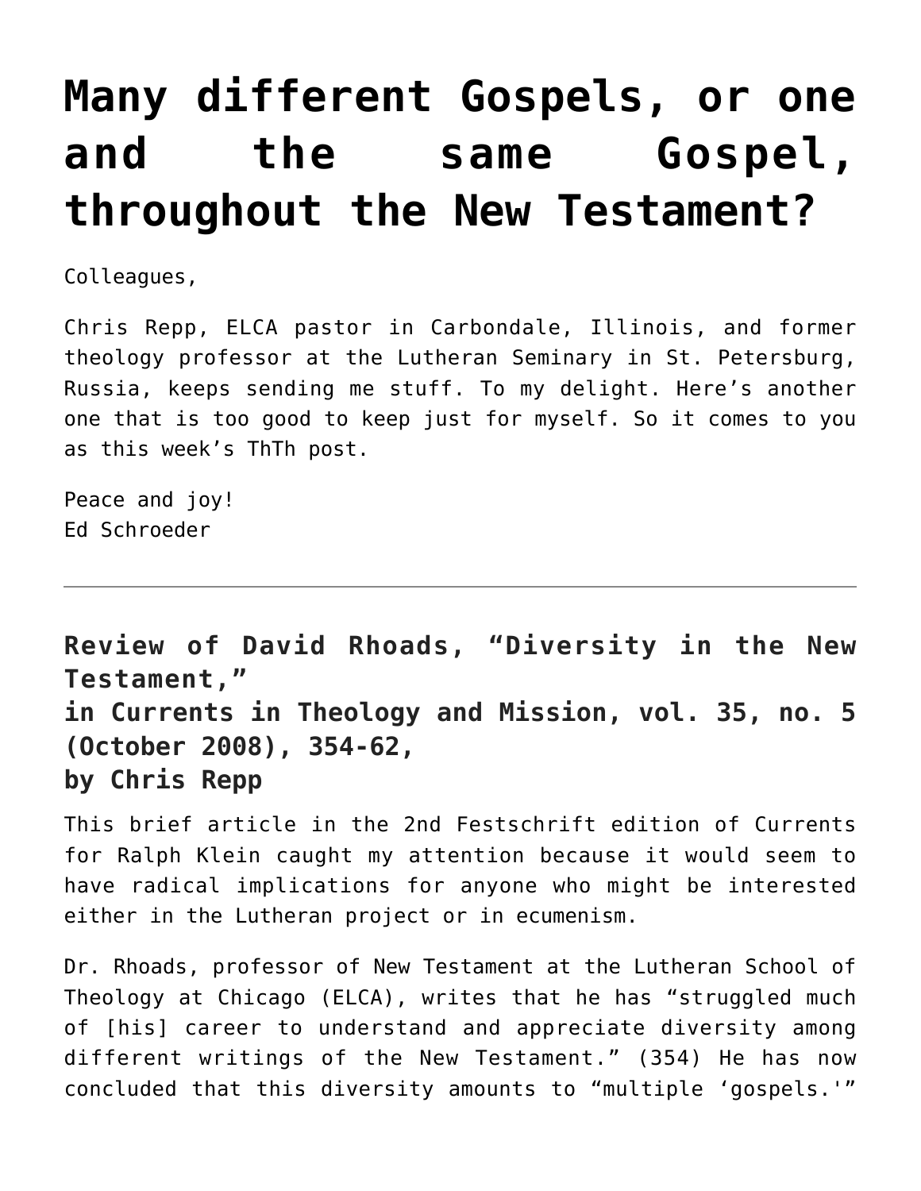# Many different Gospels, or one and the same Gospel, throughout the New Testament?

Colleagues,

Chris Repp, ELCA pastor in Carbondale, Illinois, and former theology professor at the Lutheran Seminary in St. Petersburg, Russia, keeps sending me stuff. To my delight. Here's another one that is too good to keep just for myself. So it comes to you as this week's ThTh post.

Peace and joy!
Ed Schroeder

---

## Review of David Rhoads, "Diversity in the New Testament," in Currents in Theology and Mission, vol. 35, no. 5 (October 2008), 354-62, by Chris Repp

This brief article in the 2nd Festschrift edition of Currents for Ralph Klein caught my attention because it would seem to have radical implications for anyone who might be interested either in the Lutheran project or in ecumenism.

Dr. Rhoads, professor of New Testament at the Lutheran School of Theology at Chicago (ELCA), writes that he has "struggled much of [his] career to understand and appreciate diversity among different writings of the New Testament." (354) He has now concluded that this diversity amounts to "multiple 'gospels.'"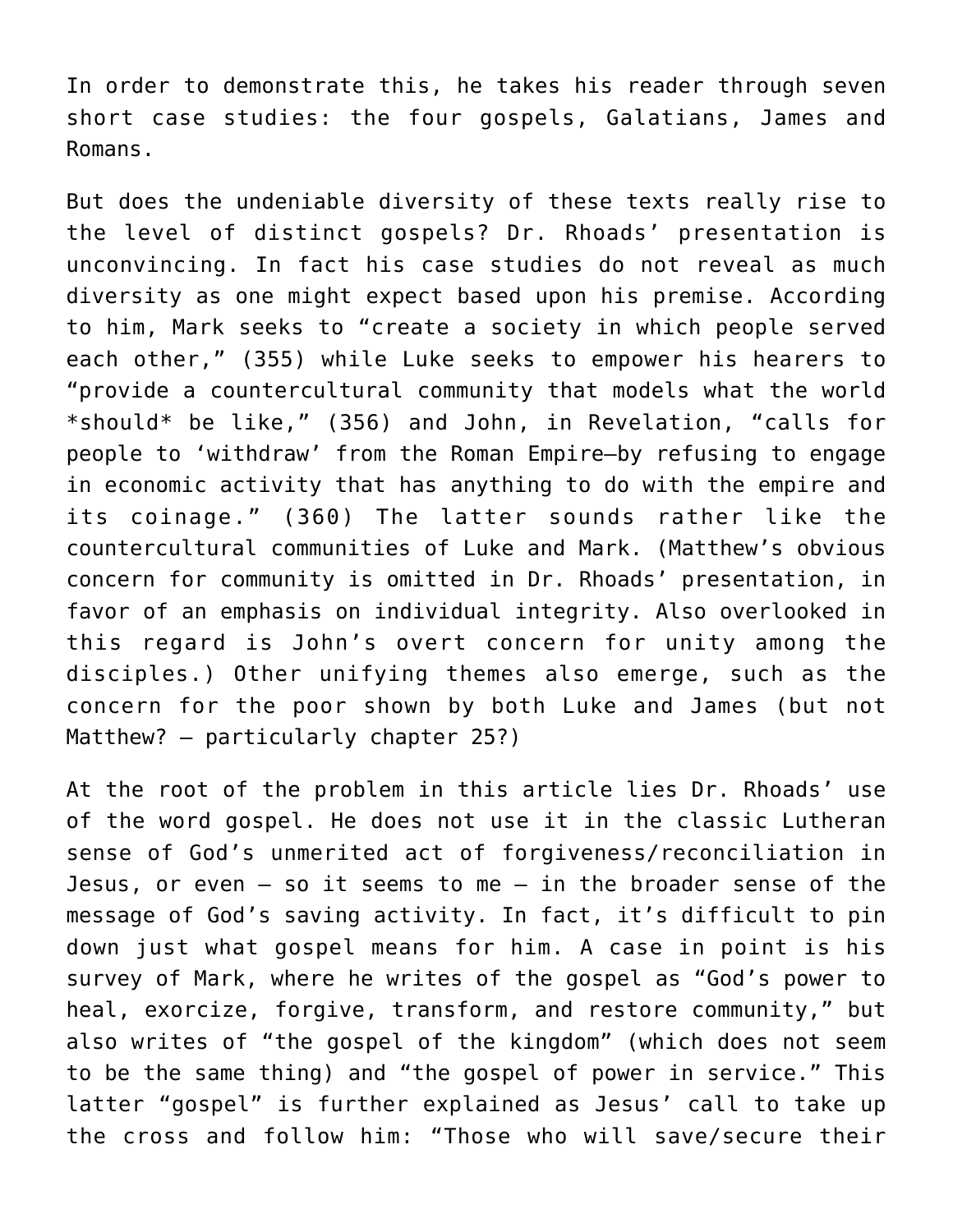In order to demonstrate this, he takes his reader through seven short case studies: the four gospels, Galatians, James and Romans.

But does the undeniable diversity of these texts really rise to the level of distinct gospels? Dr. Rhoads' presentation is unconvincing. In fact his case studies do not reveal as much diversity as one might expect based upon his premise. According to him, Mark seeks to "create a society in which people served each other," (355) while Luke seeks to empower his hearers to "provide a countercultural community that models what the world *should* be like," (356) and John, in Revelation, "calls for people to 'withdraw' from the Roman Empire—by refusing to engage in economic activity that has anything to do with the empire and its coinage." (360) The latter sounds rather like the countercultural communities of Luke and Mark. (Matthew's obvious concern for community is omitted in Dr. Rhoads' presentation, in favor of an emphasis on individual integrity. Also overlooked in this regard is John's overt concern for unity among the disciples.) Other unifying themes also emerge, such as the concern for the poor shown by both Luke and James (but not Matthew? – particularly chapter 25?)

At the root of the problem in this article lies Dr. Rhoads' use of the word gospel. He does not use it in the classic Lutheran sense of God's unmerited act of forgiveness/reconciliation in Jesus, or even – so it seems to me – in the broader sense of the message of God's saving activity. In fact, it's difficult to pin down just what gospel means for him. A case in point is his survey of Mark, where he writes of the gospel as "God's power to heal, exorcize, forgive, transform, and restore community," but also writes of "the gospel of the kingdom" (which does not seem to be the same thing) and "the gospel of power in service." This latter "gospel" is further explained as Jesus' call to take up the cross and follow him: "Those who will save/secure their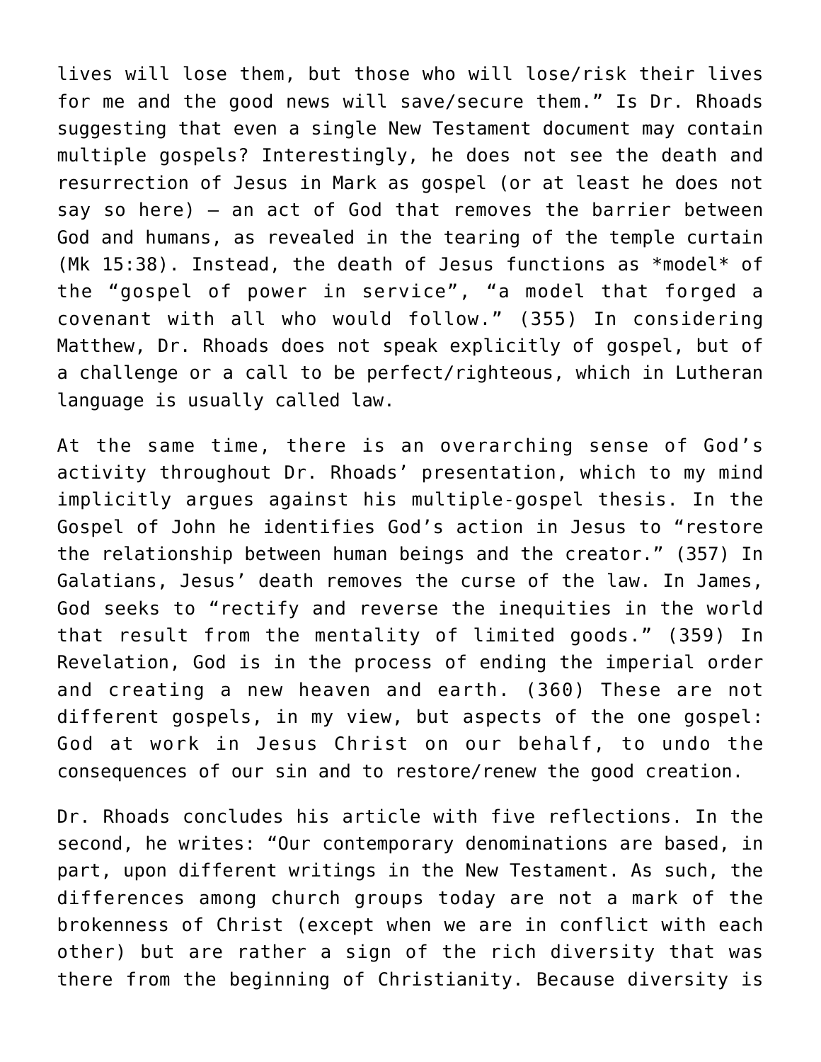lives will lose them, but those who will lose/risk their lives for me and the good news will save/secure them." Is Dr. Rhoads suggesting that even a single New Testament document may contain multiple gospels? Interestingly, he does not see the death and resurrection of Jesus in Mark as gospel (or at least he does not say so here) – an act of God that removes the barrier between God and humans, as revealed in the tearing of the temple curtain (Mk 15:38). Instead, the death of Jesus functions as *model* of the "gospel of power in service", "a model that forged a covenant with all who would follow." (355) In considering Matthew, Dr. Rhoads does not speak explicitly of gospel, but of a challenge or a call to be perfect/righteous, which in Lutheran language is usually called law.

At the same time, there is an overarching sense of God's activity throughout Dr. Rhoads' presentation, which to my mind implicitly argues against his multiple-gospel thesis. In the Gospel of John he identifies God's action in Jesus to "restore the relationship between human beings and the creator." (357) In Galatians, Jesus' death removes the curse of the law. In James, God seeks to "rectify and reverse the inequities in the world that result from the mentality of limited goods." (359) In Revelation, God is in the process of ending the imperial order and creating a new heaven and earth. (360) These are not different gospels, in my view, but aspects of the one gospel: God at work in Jesus Christ on our behalf, to undo the consequences of our sin and to restore/renew the good creation.

Dr. Rhoads concludes his article with five reflections. In the second, he writes: "Our contemporary denominations are based, in part, upon different writings in the New Testament. As such, the differences among church groups today are not a mark of the brokenness of Christ (except when we are in conflict with each other) but are rather a sign of the rich diversity that was there from the beginning of Christianity. Because diversity is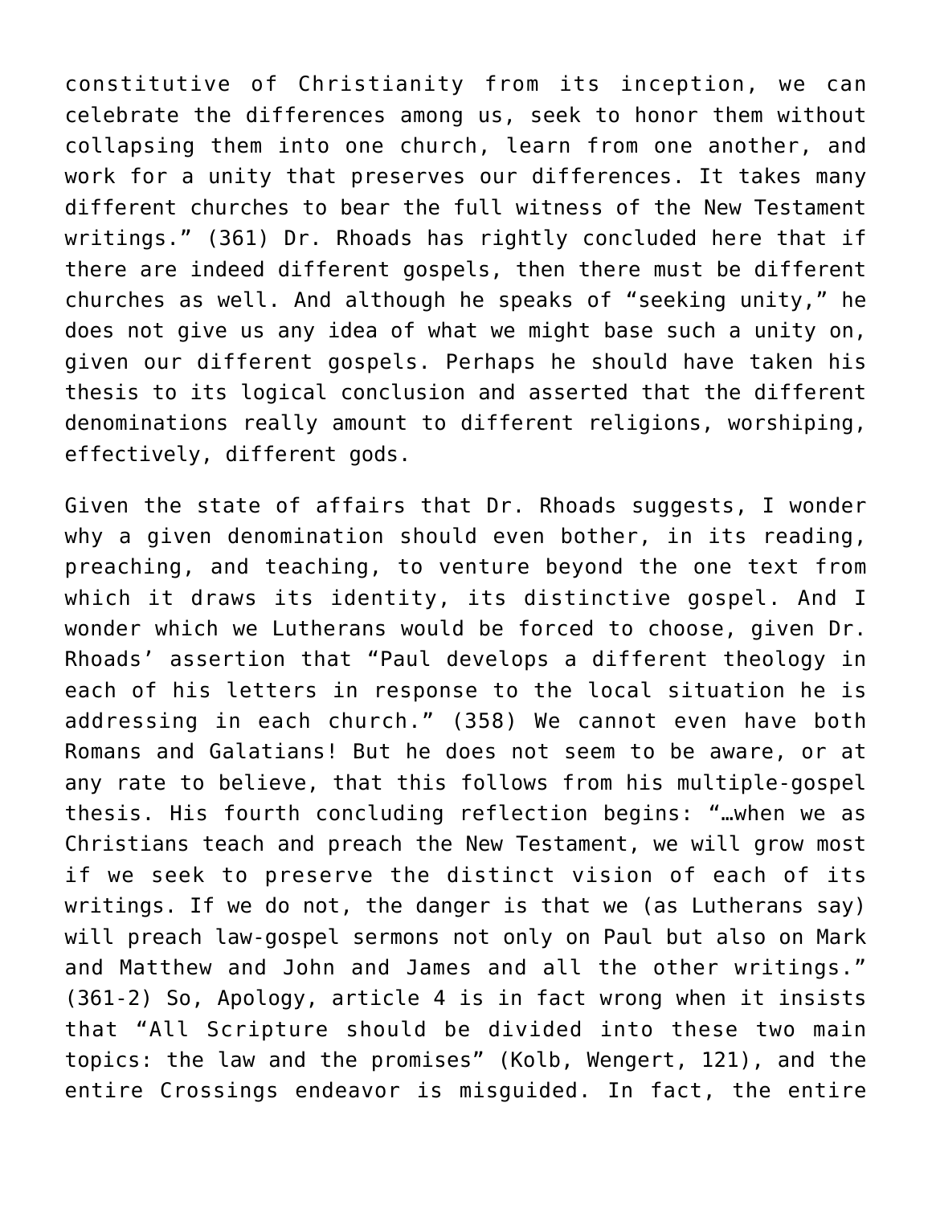constitutive of Christianity from its inception, we can celebrate the differences among us, seek to honor them without collapsing them into one church, learn from one another, and work for a unity that preserves our differences. It takes many different churches to bear the full witness of the New Testament writings." (361) Dr. Rhoads has rightly concluded here that if there are indeed different gospels, then there must be different churches as well. And although he speaks of "seeking unity," he does not give us any idea of what we might base such a unity on, given our different gospels. Perhaps he should have taken his thesis to its logical conclusion and asserted that the different denominations really amount to different religions, worshiping, effectively, different gods.

Given the state of affairs that Dr. Rhoads suggests, I wonder why a given denomination should even bother, in its reading, preaching, and teaching, to venture beyond the one text from which it draws its identity, its distinctive gospel. And I wonder which we Lutherans would be forced to choose, given Dr. Rhoads' assertion that "Paul develops a different theology in each of his letters in response to the local situation he is addressing in each church." (358) We cannot even have both Romans and Galatians! But he does not seem to be aware, or at any rate to believe, that this follows from his multiple-gospel thesis. His fourth concluding reflection begins: "…when we as Christians teach and preach the New Testament, we will grow most if we seek to preserve the distinct vision of each of its writings. If we do not, the danger is that we (as Lutherans say) will preach law-gospel sermons not only on Paul but also on Mark and Matthew and John and James and all the other writings." (361-2) So, Apology, article 4 is in fact wrong when it insists that "All Scripture should be divided into these two main topics: the law and the promises" (Kolb, Wengert, 121), and the entire Crossings endeavor is misguided. In fact, the entire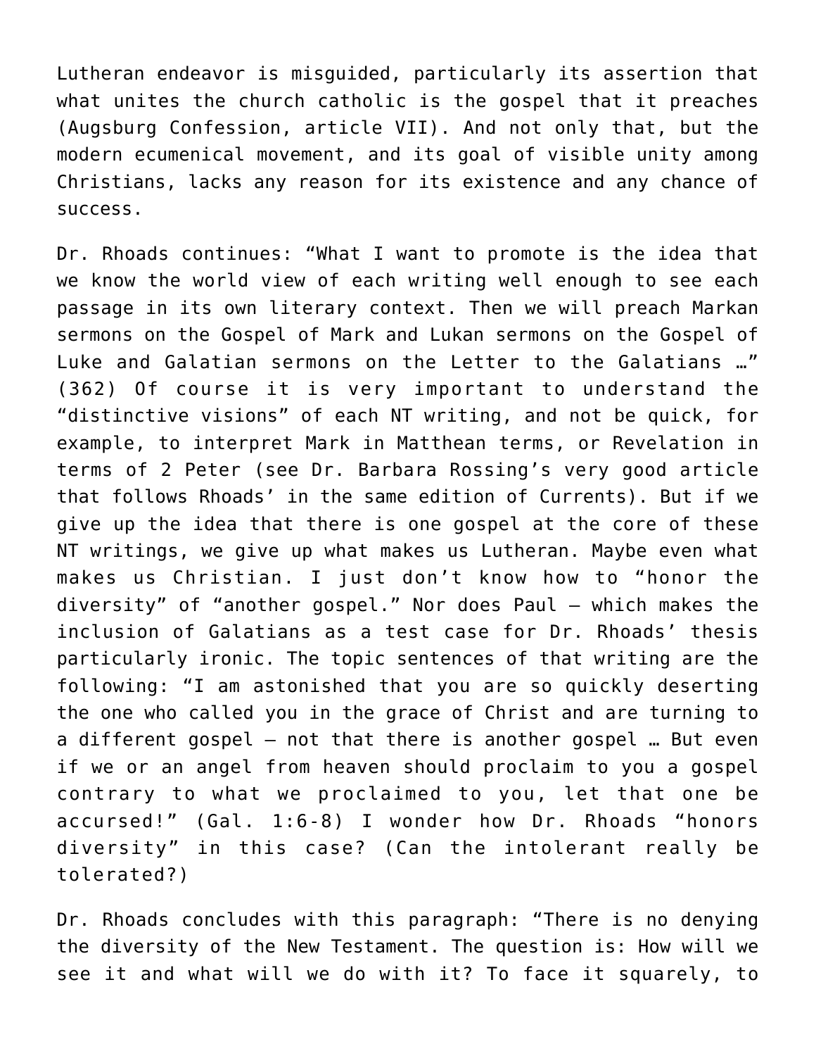Lutheran endeavor is misguided, particularly its assertion that what unites the church catholic is the gospel that it preaches (Augsburg Confession, article VII). And not only that, but the modern ecumenical movement, and its goal of visible unity among Christians, lacks any reason for its existence and any chance of success.

Dr. Rhoads continues: "What I want to promote is the idea that we know the world view of each writing well enough to see each passage in its own literary context. Then we will preach Markan sermons on the Gospel of Mark and Lukan sermons on the Gospel of Luke and Galatian sermons on the Letter to the Galatians …" (362) Of course it is very important to understand the "distinctive visions" of each NT writing, and not be quick, for example, to interpret Mark in Matthean terms, or Revelation in terms of 2 Peter (see Dr. Barbara Rossing's very good article that follows Rhoads' in the same edition of Currents). But if we give up the idea that there is one gospel at the core of these NT writings, we give up what makes us Lutheran. Maybe even what makes us Christian. I just don't know how to "honor the diversity" of "another gospel." Nor does Paul – which makes the inclusion of Galatians as a test case for Dr. Rhoads' thesis particularly ironic. The topic sentences of that writing are the following: "I am astonished that you are so quickly deserting the one who called you in the grace of Christ and are turning to a different gospel – not that there is another gospel … But even if we or an angel from heaven should proclaim to you a gospel contrary to what we proclaimed to you, let that one be accursed!" (Gal. 1:6-8) I wonder how Dr. Rhoads "honors diversity" in this case? (Can the intolerant really be tolerated?)

Dr. Rhoads concludes with this paragraph: "There is no denying the diversity of the New Testament. The question is: How will we see it and what will we do with it? To face it squarely, to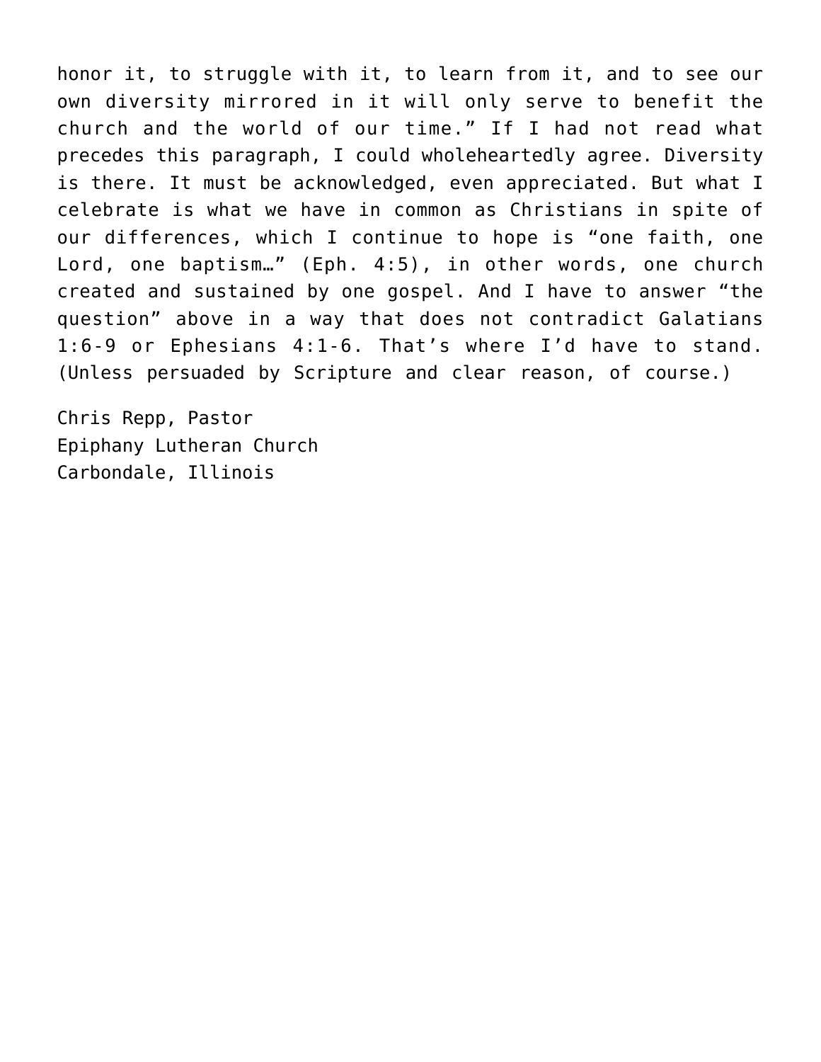honor it, to struggle with it, to learn from it, and to see our own diversity mirrored in it will only serve to benefit the church and the world of our time." If I had not read what precedes this paragraph, I could wholeheartedly agree. Diversity is there. It must be acknowledged, even appreciated. But what I celebrate is what we have in common as Christians in spite of our differences, which I continue to hope is "one faith, one Lord, one baptism…" (Eph. 4:5), in other words, one church created and sustained by one gospel. And I have to answer "the question" above in a way that does not contradict Galatians 1:6-9 or Ephesians 4:1-6. That's where I'd have to stand. (Unless persuaded by Scripture and clear reason, of course.)

Chris Repp, Pastor
Epiphany Lutheran Church
Carbondale, Illinois